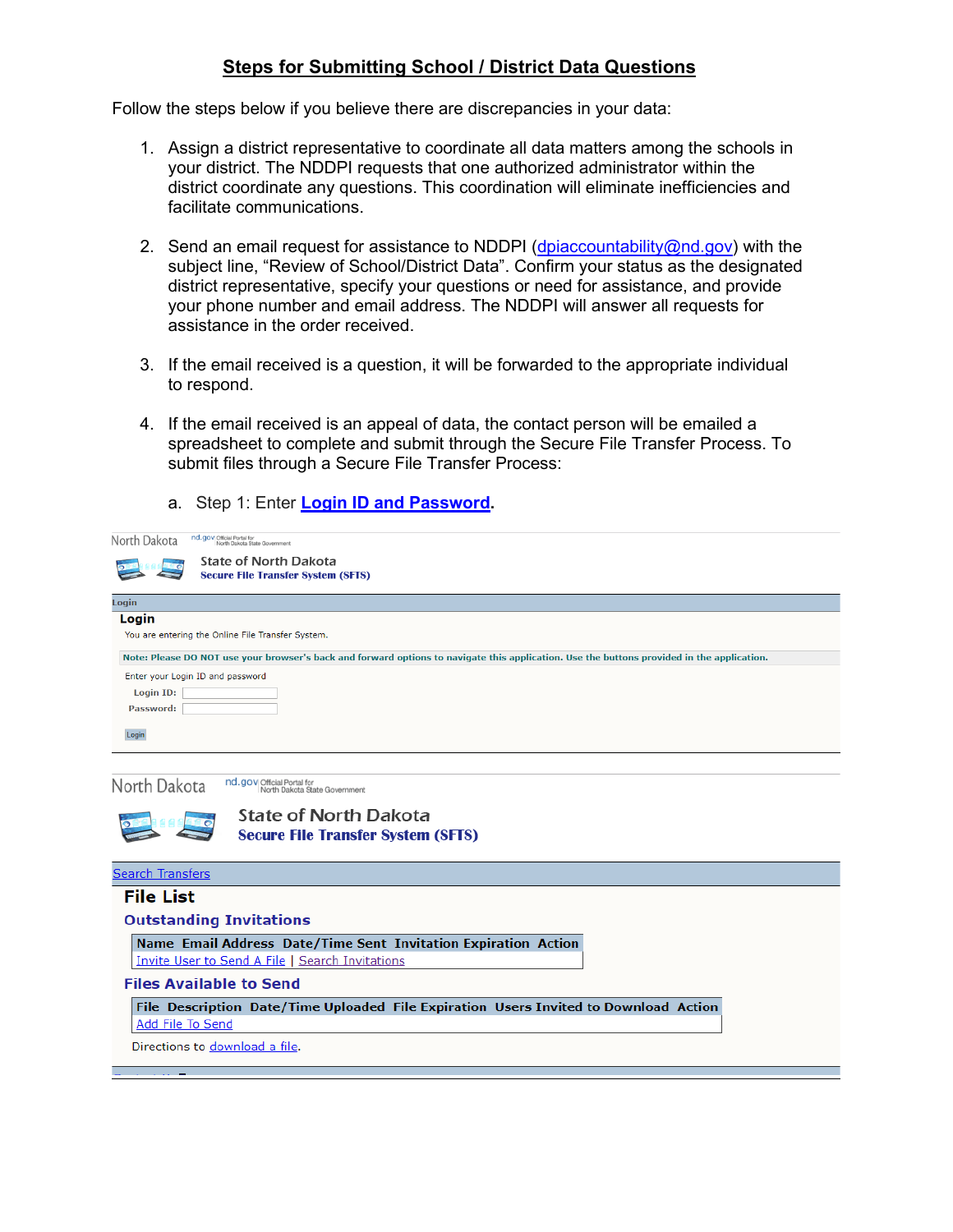# Steps for Submitting School / District Data Questions

Follow the steps below if you believe there are discrepancies in your data:

1. Assign a district representative to coordinate all data matters among the schools in your district. The NDDPI requests that one authorized administrator within the district coordinate any questions. This coordination will eliminate inefficiencies and facilitate communications.

2. Send an email request for assistance to NDDPI (dpiaccountability@nd.gov) with the subject line, "Review of School/District Data". Confirm your status as the designated district representative, specify your questions or need for assistance, and provide your phone number and email address. The NDDPI will answer all requests for assistance in the order received.

3. If the email received is a question, it will be forwarded to the appropriate individual to respond.

4. If the email received is an appeal of data, the contact person will be emailed a spreadsheet to complete and submit through the Secure File Transfer Process. To submit files through a Secure File Transfer Process:

   a. Step 1: Enter **Login ID and Password**.

North Dakota nd.gov Official Portal for North Dakota State Government

State of North Dakota
Secure File Transfer System (SFTS)

Login

**Login**

You are entering the Online File Transfer System.

**Note: Please DO NOT use your browser's back and forward options to navigate this application. Use the buttons provided in the application.**

Enter your Login ID and password

Login ID:

Password:

Login

North Dakota nd.gov Official Portal for North Dakota State Government

State of North Dakota
Secure File Transfer System (SFTS)

Search Transfers

**File List**

**Outstanding Invitations**

| Name | Email Address | Date/Time Sent | Invitation Expiration | Action |
|---|---|---|---|---|
| Invite User to Send A File \| Search Invitations | | | | |

**Files Available to Send**

| File | Description | Date/Time Uploaded | File Expiration | Users Invited to Download | Action |
|---|---|---|---|---|---|
| Add File To Send | | | | | |

Directions to download a file.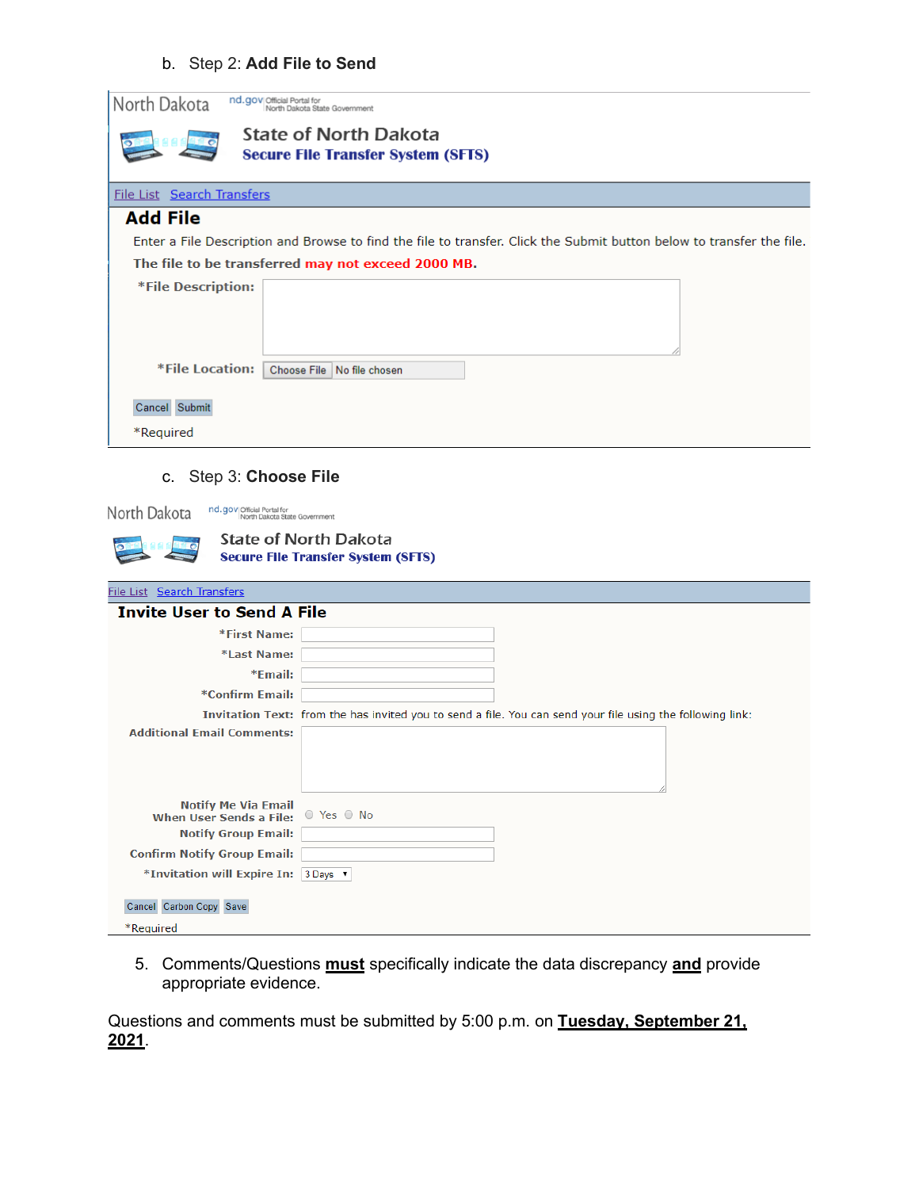b. Step 2: **Add File to Send**

North Dakota nd.gov Official Portal for North Dakota State Government

State of North Dakota
Secure File Transfer System (SFTS)

File List Search Transfers

## Add File

Enter a File Description and Browse to find the file to transfer. Click the Submit button below to transfer the file.

**The file to be transferred may not exceed 2000 MB.**

***File Description:**

***File Location:** Choose File No file chosen

Cancel Submit

*Required

c. Step 3: **Choose File**

North Dakota nd.gov Official Portal for North Dakota State Government

State of North Dakota
Secure File Transfer System (SFTS)

File List Search Transfers

## Invite User to Send A File

***First Name:**

***Last Name:**

***Email:**

***Confirm Email:**

**Invitation Text:** from the has invited you to send a file. You can send your file using the following link:

**Additional Email Comments:**

**Notify Me Via Email When User Sends a File:** Yes No

**Notify Group Email:**

**Confirm Notify Group Email:**

***Invitation will Expire In:** 3 Days

Cancel Carbon Copy Save

*Required

5. Comments/Questions **must** specifically indicate the data discrepancy **and** provide appropriate evidence.

Questions and comments must be submitted by 5:00 p.m. on **Tuesday, September 21, 2021**.